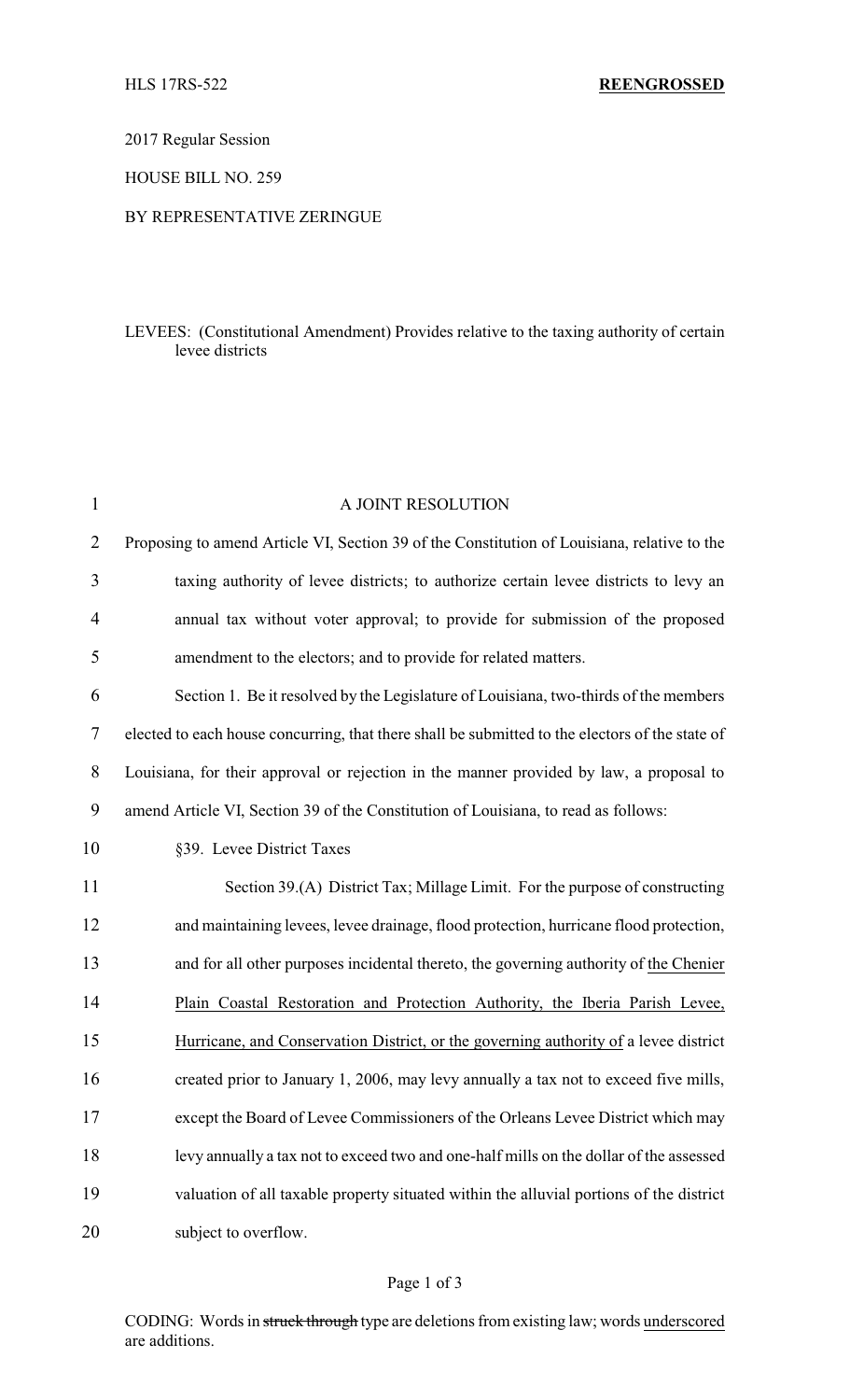HLS 17RS-522 **REENGROSSED**

2017 Regular Session

HOUSE BILL NO. 259

BY REPRESENTATIVE ZERINGUE

LEVEES: (Constitutional Amendment) Provides relative to the taxing authority of certain levee districts

A JOINT RESOLUTION

Proposing to amend Article VI, Section 39 of the Constitution of Louisiana, relative to the taxing authority of levee districts; to authorize certain levee districts to levy an annual tax without voter approval; to provide for submission of the proposed amendment to the electors; and to provide for related matters.

Section 1. Be it resolved by the Legislature of Louisiana, two-thirds of the members elected to each house concurring, that there shall be submitted to the electors of the state of Louisiana, for their approval or rejection in the manner provided by law, a proposal to amend Article VI, Section 39 of the Constitution of Louisiana, to read as follows:

§39. Levee District Taxes

Section 39.(A) District Tax; Millage Limit. For the purpose of constructing and maintaining levees, levee drainage, flood protection, hurricane flood protection, and for all other purposes incidental thereto, the governing authority of <u>the Chenier Plain Coastal Restoration and Protection Authority, the Iberia Parish Levee, Hurricane, and Conservation District, or the governing authority of</u> a levee district created prior to January 1, 2006, may levy annually a tax not to exceed five mills, except the Board of Levee Commissioners of the Orleans Levee District which may levy annually a tax not to exceed two and one-half mills on the dollar of the assessed valuation of all taxable property situated within the alluvial portions of the district subject to overflow.

CODING: Words in ~~struck through~~ type are deletions from existing law; words <u>underscored</u> are additions.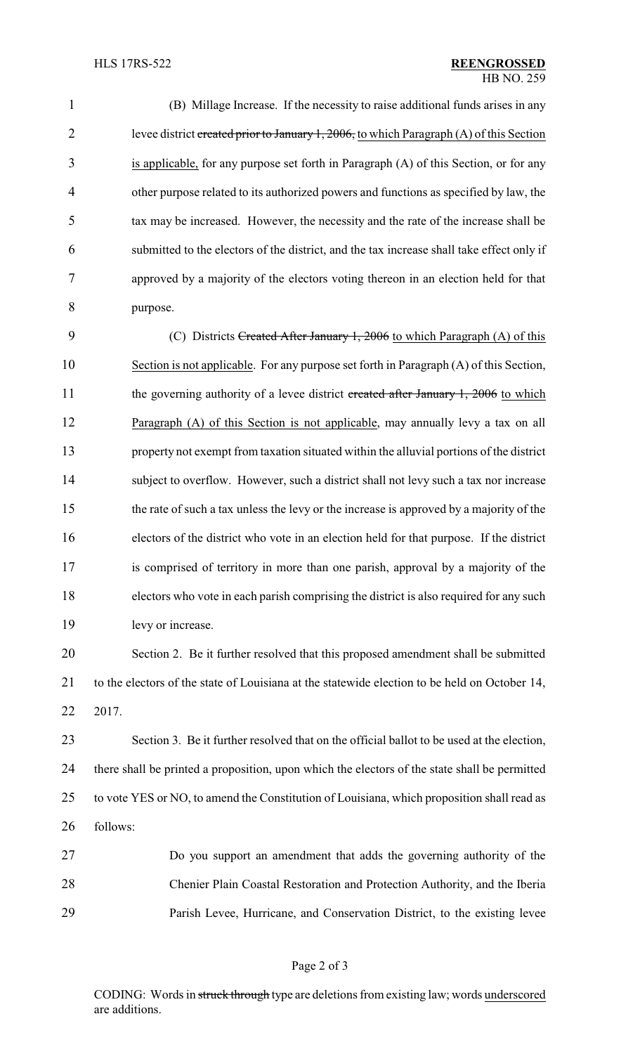(B) Millage Increase. If the necessity to raise additional funds arises in any levee district ~~created prior to January 1, 2006,~~ to which Paragraph (A) of this Section is applicable, for any purpose set forth in Paragraph (A) of this Section, or for any other purpose related to its authorized powers and functions as specified by law, the tax may be increased. However, the necessity and the rate of the increase shall be submitted to the electors of the district, and the tax increase shall take effect only if approved by a majority of the electors voting thereon in an election held for that purpose.

(C) Districts ~~Created After January 1, 2006~~ to which Paragraph (A) of this Section is not applicable. For any purpose set forth in Paragraph (A) of this Section, the governing authority of a levee district ~~created after January 1, 2006~~ to which Paragraph (A) of this Section is not applicable, may annually levy a tax on all property not exempt from taxation situated within the alluvial portions of the district subject to overflow. However, such a district shall not levy such a tax nor increase the rate of such a tax unless the levy or the increase is approved by a majority of the electors of the district who vote in an election held for that purpose. If the district is comprised of territory in more than one parish, approval by a majority of the electors who vote in each parish comprising the district is also required for any such levy or increase.

Section 2. Be it further resolved that this proposed amendment shall be submitted to the electors of the state of Louisiana at the statewide election to be held on October 14, 2017.

Section 3. Be it further resolved that on the official ballot to be used at the election, there shall be printed a proposition, upon which the electors of the state shall be permitted to vote YES or NO, to amend the Constitution of Louisiana, which proposition shall read as follows:

> Do you support an amendment that adds the governing authority of the Chenier Plain Coastal Restoration and Protection Authority, and the Iberia Parish Levee, Hurricane, and Conservation District, to the existing levee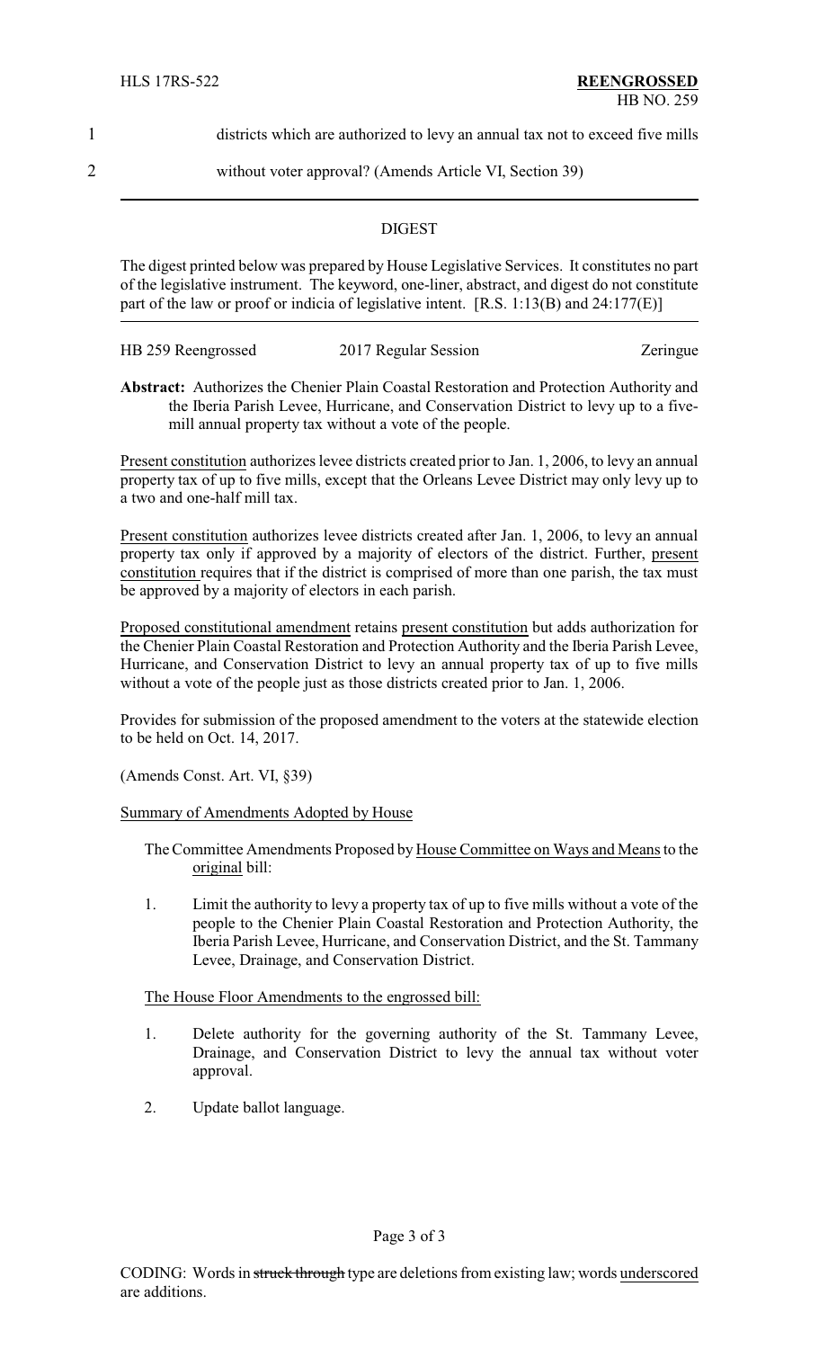districts which are authorized to levy an annual tax not to exceed five mills without voter approval? (Amends Article VI, Section 39)

## DIGEST

The digest printed below was prepared by House Legislative Services. It constitutes no part of the legislative instrument. The keyword, one-liner, abstract, and digest do not constitute part of the law or proof or indicia of legislative intent. [R.S. 1:13(B) and 24:177(E)]

HB 259 Reengrossed — 2017 Regular Session — Zeringue

**Abstract:** Authorizes the Chenier Plain Coastal Restoration and Protection Authority and the Iberia Parish Levee, Hurricane, and Conservation District to levy up to a five-mill annual property tax without a vote of the people.

Present constitution authorizes levee districts created prior to Jan. 1, 2006, to levy an annual property tax of up to five mills, except that the Orleans Levee District may only levy up to a two and one-half mill tax.

Present constitution authorizes levee districts created after Jan. 1, 2006, to levy an annual property tax only if approved by a majority of electors of the district. Further, present constitution requires that if the district is comprised of more than one parish, the tax must be approved by a majority of electors in each parish.

Proposed constitutional amendment retains present constitution but adds authorization for the Chenier Plain Coastal Restoration and Protection Authority and the Iberia Parish Levee, Hurricane, and Conservation District to levy an annual property tax of up to five mills without a vote of the people just as those districts created prior to Jan. 1, 2006.

Provides for submission of the proposed amendment to the voters at the statewide election to be held on Oct. 14, 2017.

(Amends Const. Art. VI, §39)

Summary of Amendments Adopted by House

The Committee Amendments Proposed by House Committee on Ways and Means to the original bill:

1. Limit the authority to levy a property tax of up to five mills without a vote of the people to the Chenier Plain Coastal Restoration and Protection Authority, the Iberia Parish Levee, Hurricane, and Conservation District, and the St. Tammany Levee, Drainage, and Conservation District.

The House Floor Amendments to the engrossed bill:

1. Delete authority for the governing authority of the St. Tammany Levee, Drainage, and Conservation District to levy the annual tax without voter approval.
2. Update ballot language.